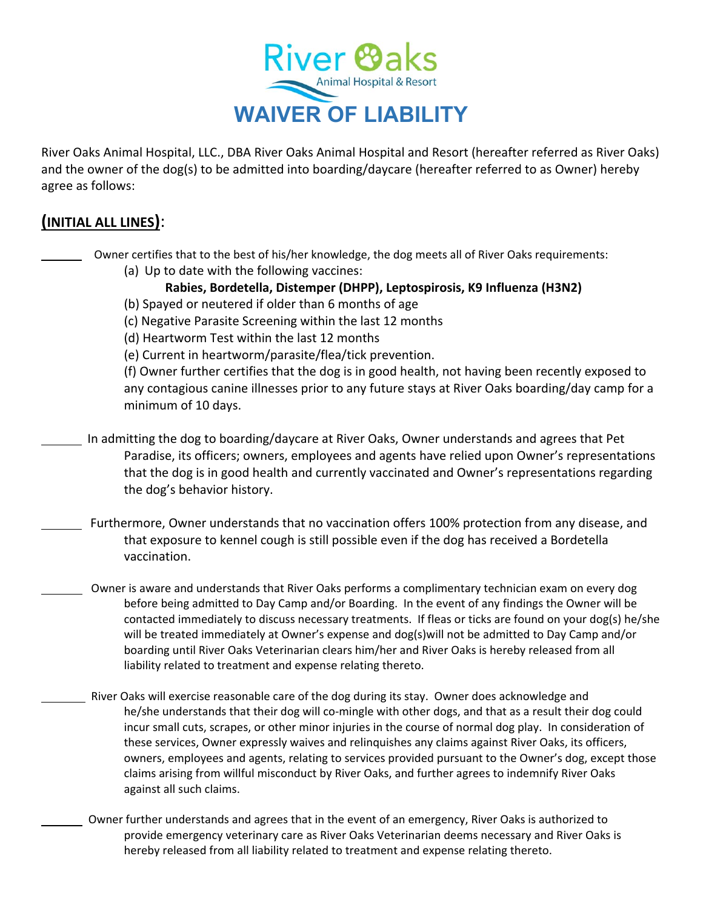# River Oaks

Animal Hospital & Resort

# WAIVER OF LIABILITY

River Oaks Animal Hospital, LLC., DBA River Oaks Animal Hospital and Resort (hereafter referred as River Oaks) and the owner of the dog(s) to be admitted into boarding/daycare (hereafter referred to as Owner) hereby agree as follows:

## (INITIAL ALL LINES):

_______ Owner certifies that to the best of his/her knowledge, the dog meets all of River Oaks requirements:

(a) Up to date with the following vaccines:

**Rabies, Bordetella, Distemper (DHPP), Leptospirosis, K9 Influenza (H3N2)**

(b) Spayed or neutered if older than 6 months of age

(c) Negative Parasite Screening within the last 12 months

(d) Heartworm Test within the last 12 months

(e) Current in heartworm/parasite/flea/tick prevention.

(f) Owner further certifies that the dog is in good health, not having been recently exposed to any contagious canine illnesses prior to any future stays at River Oaks boarding/day camp for a minimum of 10 days.

_______ In admitting the dog to boarding/daycare at River Oaks, Owner understands and agrees that Pet Paradise, its officers; owners, employees and agents have relied upon Owner's representations that the dog is in good health and currently vaccinated and Owner's representations regarding the dog's behavior history.

_______ Furthermore, Owner understands that no vaccination offers 100% protection from any disease, and that exposure to kennel cough is still possible even if the dog has received a Bordetella vaccination.

_______ Owner is aware and understands that River Oaks performs a complimentary technician exam on every dog before being admitted to Day Camp and/or Boarding. In the event of any findings the Owner will be contacted immediately to discuss necessary treatments. If fleas or ticks are found on your dog(s) he/she will be treated immediately at Owner's expense and dog(s)will not be admitted to Day Camp and/or boarding until River Oaks Veterinarian clears him/her and River Oaks is hereby released from all liability related to treatment and expense relating thereto.

_______ River Oaks will exercise reasonable care of the dog during its stay. Owner does acknowledge and he/she understands that their dog will co-mingle with other dogs, and that as a result their dog could incur small cuts, scrapes, or other minor injuries in the course of normal dog play. In consideration of these services, Owner expressly waives and relinquishes any claims against River Oaks, its officers, owners, employees and agents, relating to services provided pursuant to the Owner's dog, except those claims arising from willful misconduct by River Oaks, and further agrees to indemnify River Oaks against all such claims.

_______ Owner further understands and agrees that in the event of an emergency, River Oaks is authorized to provide emergency veterinary care as River Oaks Veterinarian deems necessary and River Oaks is hereby released from all liability related to treatment and expense relating thereto.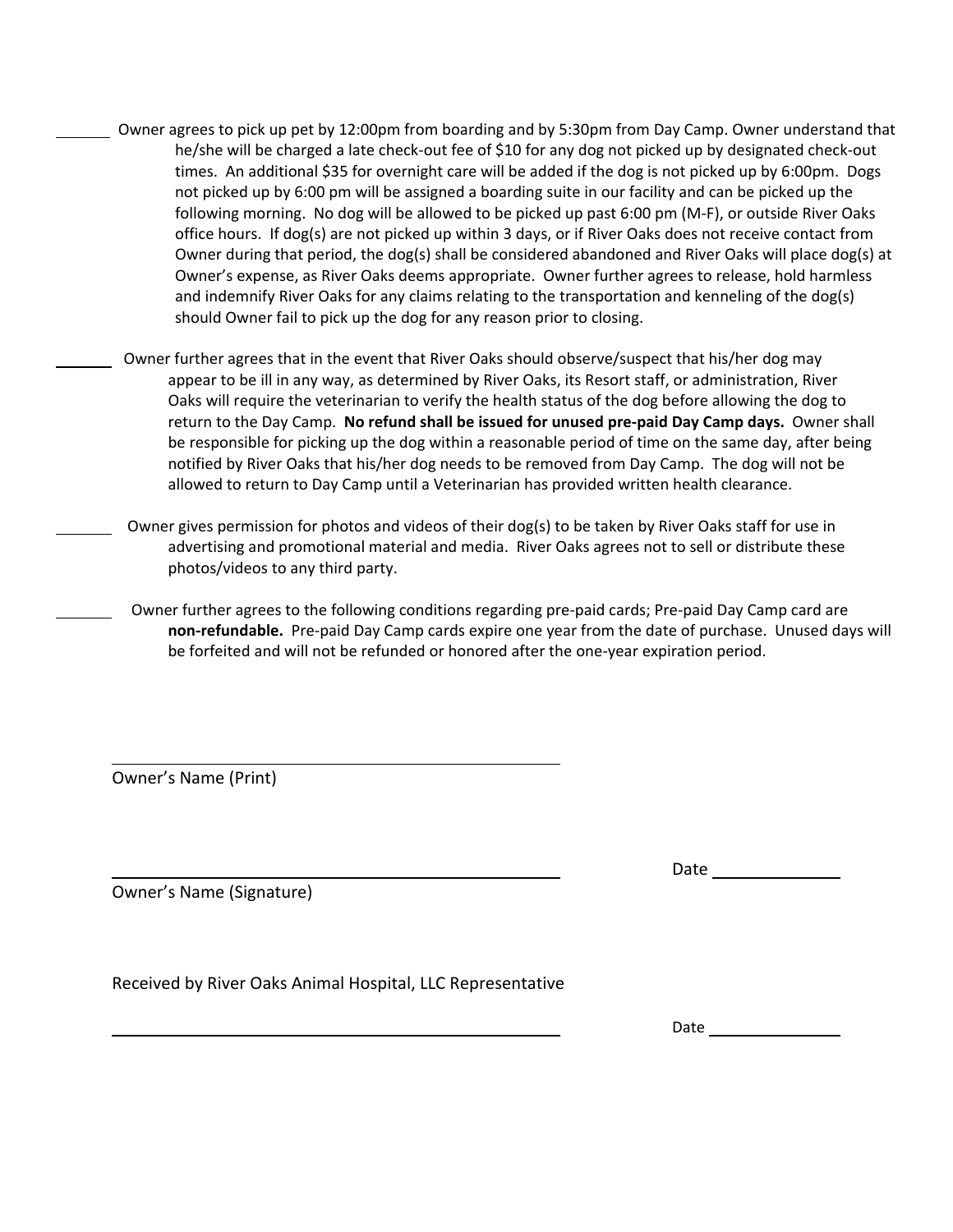_______ Owner agrees to pick up pet by 12:00pm from boarding and by 5:30pm from Day Camp. Owner understand that he/she will be charged a late check-out fee of $10 for any dog not picked up by designated check-out times. An additional $35 for overnight care will be added if the dog is not picked up by 6:00pm. Dogs not picked up by 6:00 pm will be assigned a boarding suite in our facility and can be picked up the following morning. No dog will be allowed to be picked up past 6:00 pm (M-F), or outside River Oaks office hours. If dog(s) are not picked up within 3 days, or if River Oaks does not receive contact from Owner during that period, the dog(s) shall be considered abandoned and River Oaks will place dog(s) at Owner's expense, as River Oaks deems appropriate. Owner further agrees to release, hold harmless and indemnify River Oaks for any claims relating to the transportation and kenneling of the dog(s) should Owner fail to pick up the dog for any reason prior to closing.

_______ Owner further agrees that in the event that River Oaks should observe/suspect that his/her dog may appear to be ill in any way, as determined by River Oaks, its Resort staff, or administration, River Oaks will require the veterinarian to verify the health status of the dog before allowing the dog to return to the Day Camp. **No refund shall be issued for unused pre-paid Day Camp days.** Owner shall be responsible for picking up the dog within a reasonable period of time on the same day, after being notified by River Oaks that his/her dog needs to be removed from Day Camp. The dog will not be allowed to return to Day Camp until a Veterinarian has provided written health clearance.

_______ Owner gives permission for photos and videos of their dog(s) to be taken by River Oaks staff for use in advertising and promotional material and media. River Oaks agrees not to sell or distribute these photos/videos to any third party.

_______ Owner further agrees to the following conditions regarding pre-paid cards; Pre-paid Day Camp card are **non-refundable.** Pre-paid Day Camp cards expire one year from the date of purchase. Unused days will be forfeited and will not be refunded or honored after the one-year expiration period.

_______________________________________________
Owner's Name (Print)

_______________________________________________ Date _______________
Owner's Name (Signature)

Received by River Oaks Animal Hospital, LLC Representative

_______________________________________________ Date _______________